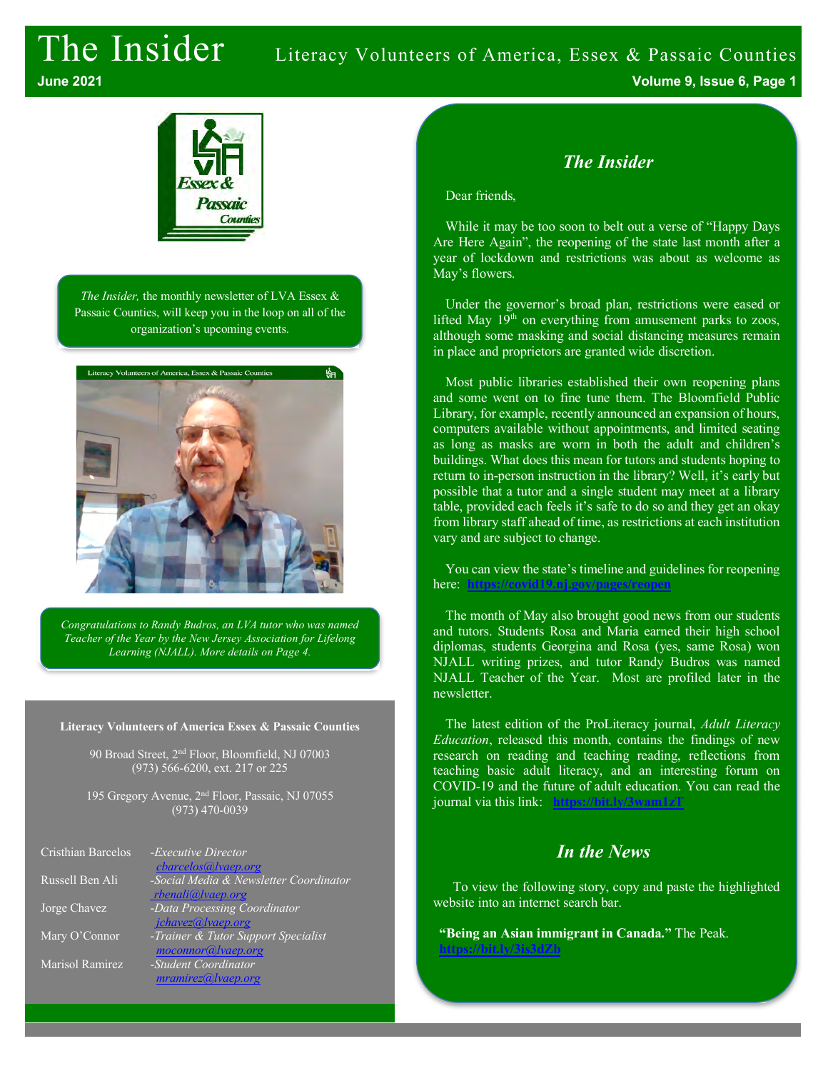# The Insider

Literacy Volunteers of America, Essex & Passaic Counties

June 2021

*The Insider,* the monthly newsletter of LVA Essex & Passaic Counties, will keep you in the loop on all of the organization's upcoming events.

*Congratulations to Randy Budros, an LVA tutor who was named Teacher of the Year by the New Jersey Association for Lifelong Learning (NJALL). More details on Page 4.*

**Literacy Volunteers of America Essex & Passaic Counties**

90 Broad Street, 2nd Floor, Bloomfield, NJ 07003
(973) 566-6200, ext. 217 or 225

195 Gregory Avenue, 2nd Floor, Passaic, NJ 07055
(973) 470-0039

| | |
|---|---|
| Cristhian Barcelos | *-Executive Director* cbarcelos@lvaep.org |
| Russell Ben Ali | *-Social Media & Newsletter Coordinator* rbenali@lvaep.org |
| Jorge Chavez | *-Data Processing Coordinator* jchavez@lvaep.org |
| Mary O'Connor | *-Trainer & Tutor Support Specialist* moconnor@lvaep.org |
| Marisol Ramirez | *-Student Coordinator* mramirez@lvaep.org |

## *The Insider*

Dear friends,

While it may be too soon to belt out a verse of "Happy Days Are Here Again", the reopening of the state last month after a year of lockdown and restrictions was about as welcome as May's flowers.

Under the governor's broad plan, restrictions were eased or lifted May 19th on everything from amusement parks to zoos, although some masking and social distancing measures remain in place and proprietors are granted wide discretion.

Most public libraries established their own reopening plans and some went on to fine tune them. The Bloomfield Public Library, for example, recently announced an expansion of hours, computers available without appointments, and limited seating as long as masks are worn in both the adult and children's buildings. What does this mean for tutors and students hoping to return to in-person instruction in the library? Well, it's early but possible that a tutor and a single student may meet at a library table, provided each feels it's safe to do so and they get an okay from library staff ahead of time, as restrictions at each institution vary and are subject to change.

You can view the state's timeline and guidelines for reopening here: **https://covid19.nj.gov/pages/reopen**

The month of May also brought good news from our students and tutors. Students Rosa and Maria earned their high school diplomas, students Georgina and Rosa (yes, same Rosa) won NJALL writing prizes, and tutor Randy Budros was named NJALL Teacher of the Year. Most are profiled later in the newsletter.

The latest edition of the ProLiteracy journal, *Adult Literacy Education*, released this month, contains the findings of new research on reading and teaching reading, reflections from teaching basic adult literacy, and an interesting forum on COVID-19 and the future of adult education. You can read the journal via this link: **https://bit.ly/3wam1zT**

## *In the News*

To view the following story, copy and paste the highlighted website into an internet search bar.

**"Being an Asian immigrant in Canada."** The Peak. **https://bit.ly/3is3dZb**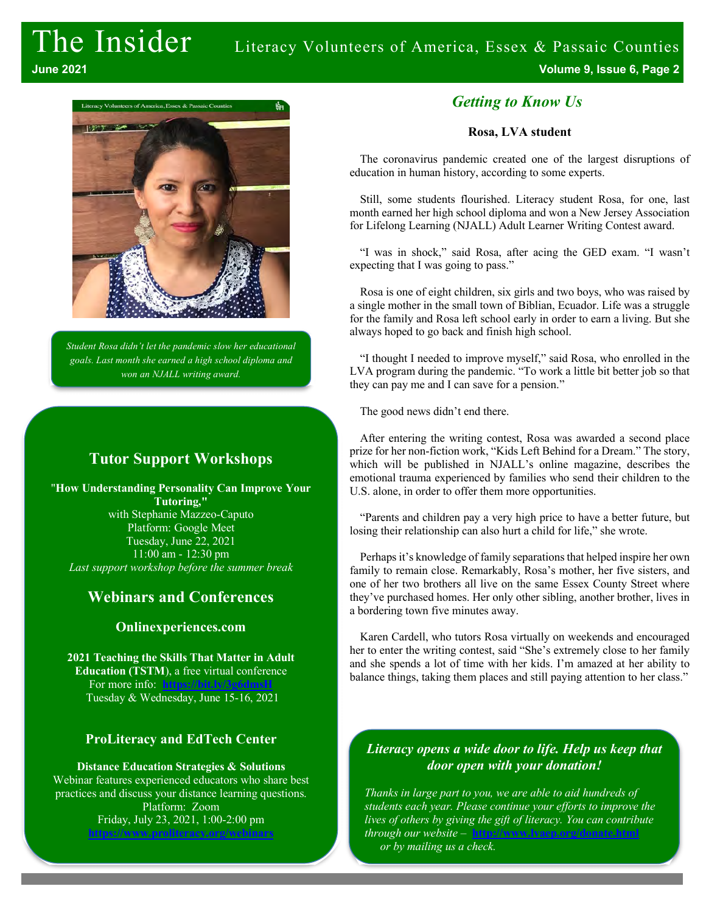*Student Rosa didn't let the pandemic slow her educational goals. Last month she earned a high school diploma and won an NJALL writing award.*

## Tutor Support Workshops

**"How Understanding Personality Can Improve Your Tutoring,"**
with Stephanie Mazzeo-Caputo
Platform: Google Meet
Tuesday, June 22, 2021
11:00 am - 12:30 pm
*Last support workshop before the summer break*

## Webinars and Conferences

### Onlinexperiences.com

**2021 Teaching the Skills That Matter in Adult Education (TSTM)**, a free virtual conference
For more info: https://bit.ly/3g6dmsH
Tuesday & Wednesday, June 15-16, 2021

### ProLiteracy and EdTech Center

**Distance Education Strategies & Solutions**
Webinar features experienced educators who share best practices and discuss your distance learning questions.
Platform: Zoom
Friday, July 23, 2021, 1:00-2:00 pm
https://www.proliteracy.org/webinars

## *Getting to Know Us*

**Rosa, LVA student**

The coronavirus pandemic created one of the largest disruptions of education in human history, according to some experts.

Still, some students flourished. Literacy student Rosa, for one, last month earned her high school diploma and won a New Jersey Association for Lifelong Learning (NJALL) Adult Learner Writing Contest award.

"I was in shock," said Rosa, after acing the GED exam. "I wasn't expecting that I was going to pass."

Rosa is one of eight children, six girls and two boys, who was raised by a single mother in the small town of Biblian, Ecuador. Life was a struggle for the family and Rosa left school early in order to earn a living. But she always hoped to go back and finish high school.

"I thought I needed to improve myself," said Rosa, who enrolled in the LVA program during the pandemic. "To work a little bit better job so that they can pay me and I can save for a pension."

The good news didn't end there.

After entering the writing contest, Rosa was awarded a second place prize for her non-fiction work, "Kids Left Behind for a Dream." The story, which will be published in NJALL's online magazine, describes the emotional trauma experienced by families who send their children to the U.S. alone, in order to offer them more opportunities.

"Parents and children pay a very high price to have a better future, but losing their relationship can also hurt a child for life," she wrote.

Perhaps it's knowledge of family separations that helped inspire her own family to remain close. Remarkably, Rosa's mother, her five sisters, and one of her two brothers all live on the same Essex County Street where they've purchased homes. Her only other sibling, another brother, lives in a bordering town five minutes away.

Karen Cardell, who tutors Rosa virtually on weekends and encouraged her to enter the writing contest, said "She's extremely close to her family and she spends a lot of time with her kids. I'm amazed at her ability to balance things, taking them places and still paying attention to her class."

***Literacy opens a wide door to life. Help us keep that door open with your donation!***

*Thanks in large part to you, we are able to aid hundreds of students each year. Please continue your efforts to improve the lives of others by giving the gift of literacy. You can contribute through our website –* http://www.lvaep.org/donate.html *or by mailing us a check.*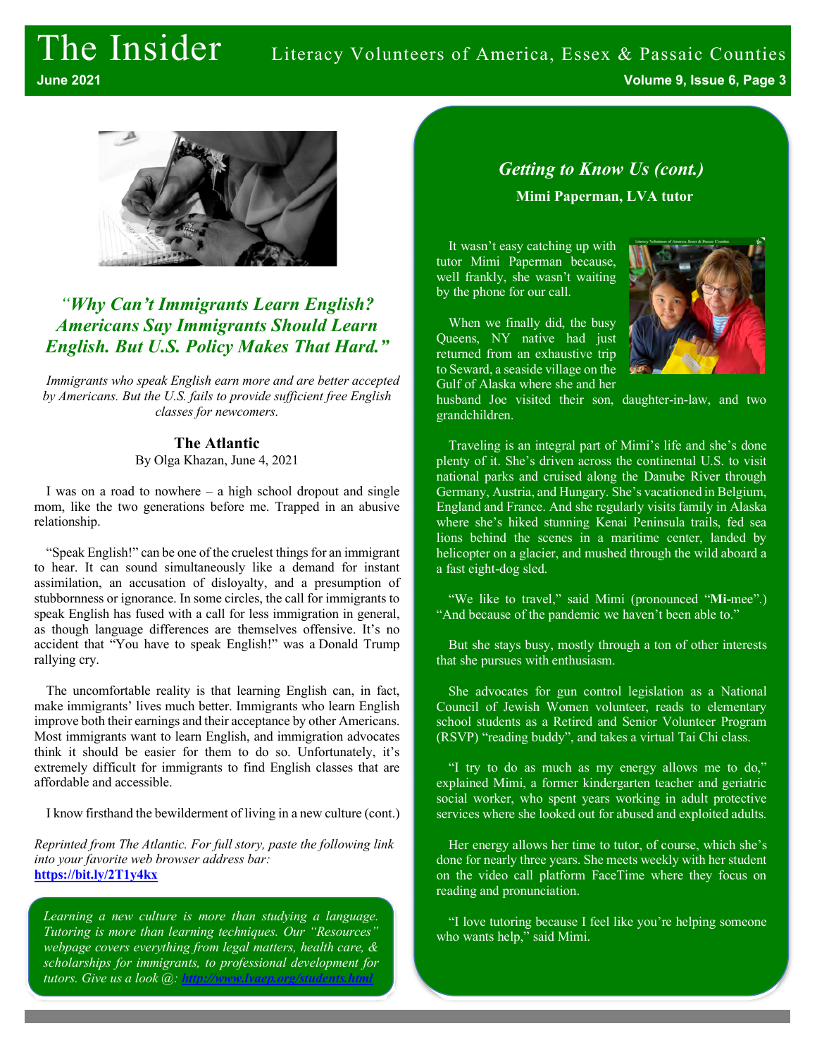## *"Why Can't Immigrants Learn English? Americans Say Immigrants Should Learn English. But U.S. Policy Makes That Hard."*

*Immigrants who speak English earn more and are better accepted by Americans. But the U.S. fails to provide sufficient free English classes for newcomers.*

**The Atlantic**

By Olga Khazan, June 4, 2021

I was on a road to nowhere – a high school dropout and single mom, like the two generations before me. Trapped in an abusive relationship.

"Speak English!" can be one of the cruelest things for an immigrant to hear. It can sound simultaneously like a demand for instant assimilation, an accusation of disloyalty, and a presumption of stubbornness or ignorance. In some circles, the call for immigrants to speak English has fused with a call for less immigration in general, as though language differences are themselves offensive. It's no accident that "You have to speak English!" was a Donald Trump rallying cry.

The uncomfortable reality is that learning English can, in fact, make immigrants' lives much better. Immigrants who learn English improve both their earnings and their acceptance by other Americans. Most immigrants want to learn English, and immigration advocates think it should be easier for them to do so. Unfortunately, it's extremely difficult for immigrants to find English classes that are affordable and accessible.

I know firsthand the bewilderment of living in a new culture (cont.)

*Reprinted from The Atlantic. For full story, paste the following link into your favorite web browser address bar:*
**https://bit.ly/2T1y4kx**

*Learning a new culture is more than studying a language. Tutoring is more than learning techniques. Our "Resources" webpage covers everything from legal matters, health care, & scholarships for immigrants, to professional development for tutors. Give us a look @: http://www.lvaep.org/students.html*

## *Getting to Know Us (cont.)*

**Mimi Paperman, LVA tutor**

It wasn't easy catching up with tutor Mimi Paperman because, well frankly, she wasn't waiting by the phone for our call.

When we finally did, the busy Queens, NY native had just returned from an exhaustive trip to Seward, a seaside village on the Gulf of Alaska where she and her husband Joe visited their son, daughter-in-law, and two grandchildren.

Traveling is an integral part of Mimi's life and she's done plenty of it. She's driven across the continental U.S. to visit national parks and cruised along the Danube River through Germany, Austria, and Hungary. She's vacationed in Belgium, England and France. And she regularly visits family in Alaska where she's hiked stunning Kenai Peninsula trails, fed sea lions behind the scenes in a maritime center, landed by helicopter on a glacier, and mushed through the wild aboard a a fast eight-dog sled.

"We like to travel," said Mimi (pronounced "**Mi-**mee".) "And because of the pandemic we haven't been able to."

But she stays busy, mostly through a ton of other interests that she pursues with enthusiasm.

She advocates for gun control legislation as a National Council of Jewish Women volunteer, reads to elementary school students as a Retired and Senior Volunteer Program (RSVP) "reading buddy", and takes a virtual Tai Chi class.

"I try to do as much as my energy allows me to do," explained Mimi, a former kindergarten teacher and geriatric social worker, who spent years working in adult protective services where she looked out for abused and exploited adults.

Her energy allows her time to tutor, of course, which she's done for nearly three years. She meets weekly with her student on the video call platform FaceTime where they focus on reading and pronunciation.

"I love tutoring because I feel like you're helping someone who wants help," said Mimi.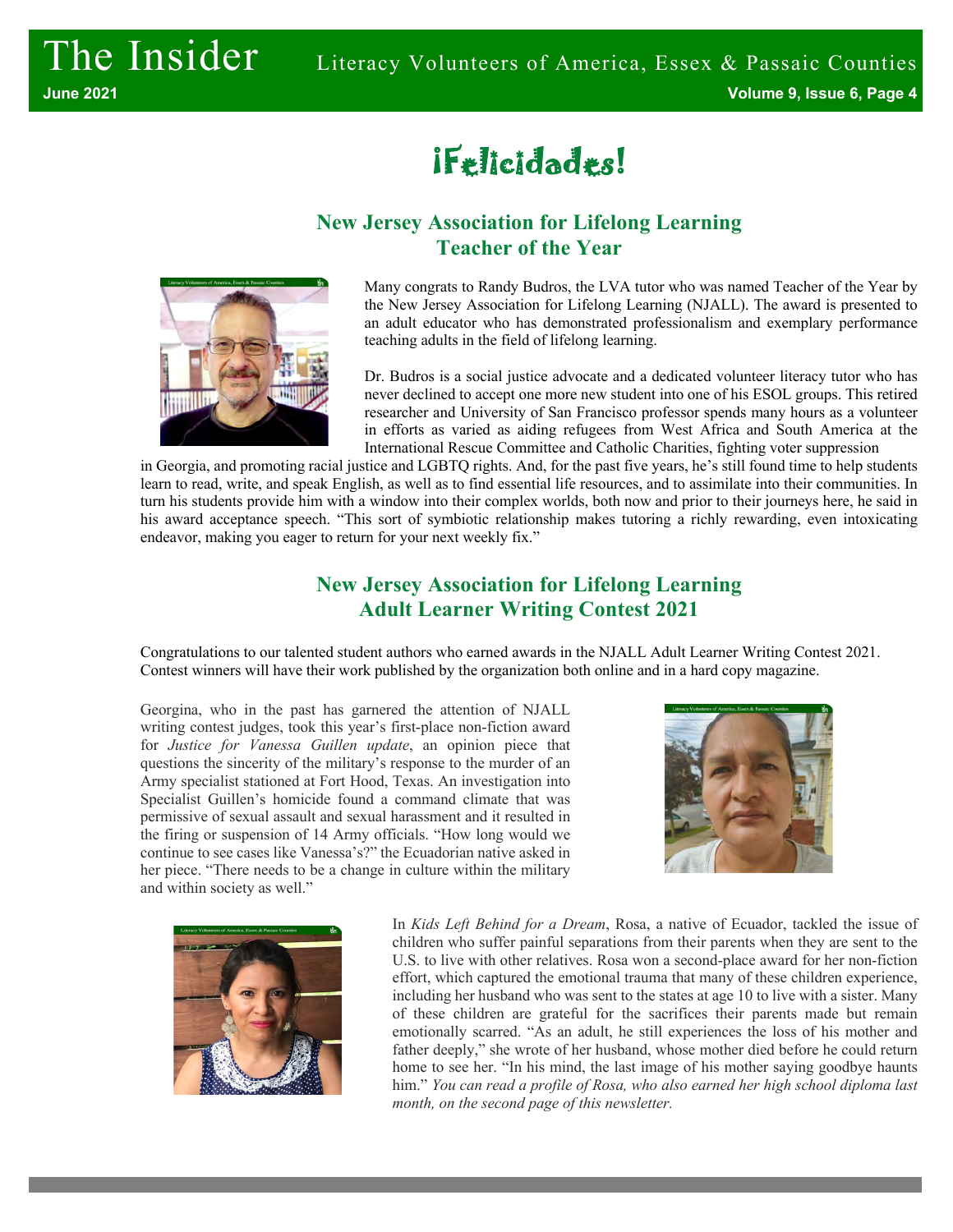# ¡Felicidades!

## New Jersey Association for Lifelong Learning Teacher of the Year

Many congrats to Randy Budros, the LVA tutor who was named Teacher of the Year by the New Jersey Association for Lifelong Learning (NJALL). The award is presented to an adult educator who has demonstrated professionalism and exemplary performance teaching adults in the field of lifelong learning.

Dr. Budros is a social justice advocate and a dedicated volunteer literacy tutor who has never declined to accept one more new student into one of his ESOL groups. This retired researcher and University of San Francisco professor spends many hours as a volunteer in efforts as varied as aiding refugees from West Africa and South America at the International Rescue Committee and Catholic Charities, fighting voter suppression in Georgia, and promoting racial justice and LGBTQ rights. And, for the past five years, he's still found time to help students learn to read, write, and speak English, as well as to find essential life resources, and to assimilate into their communities. In turn his students provide him with a window into their complex worlds, both now and prior to their journeys here, he said in his award acceptance speech. "This sort of symbiotic relationship makes tutoring a richly rewarding, even intoxicating endeavor, making you eager to return for your next weekly fix."

## New Jersey Association for Lifelong Learning Adult Learner Writing Contest 2021

Congratulations to our talented student authors who earned awards in the NJALL Adult Learner Writing Contest 2021. Contest winners will have their work published by the organization both online and in a hard copy magazine.

Georgina, who in the past has garnered the attention of NJALL writing contest judges, took this year's first-place non-fiction award for *Justice for Vanessa Guillen update*, an opinion piece that questions the sincerity of the military's response to the murder of an Army specialist stationed at Fort Hood, Texas. An investigation into Specialist Guillen's homicide found a command climate that was permissive of sexual assault and sexual harassment and it resulted in the firing or suspension of 14 Army officials. "How long would we continue to see cases like Vanessa's?" the Ecuadorian native asked in her piece. "There needs to be a change in culture within the military and within society as well."

In *Kids Left Behind for a Dream*, Rosa, a native of Ecuador, tackled the issue of children who suffer painful separations from their parents when they are sent to the U.S. to live with other relatives. Rosa won a second-place award for her non-fiction effort, which captured the emotional trauma that many of these children experience, including her husband who was sent to the states at age 10 to live with a sister. Many of these children are grateful for the sacrifices their parents made but remain emotionally scarred. "As an adult, he still experiences the loss of his mother and father deeply," she wrote of her husband, whose mother died before he could return home to see her. "In his mind, the last image of his mother saying goodbye haunts him." *You can read a profile of Rosa, who also earned her high school diploma last month, on the second page of this newsletter.*